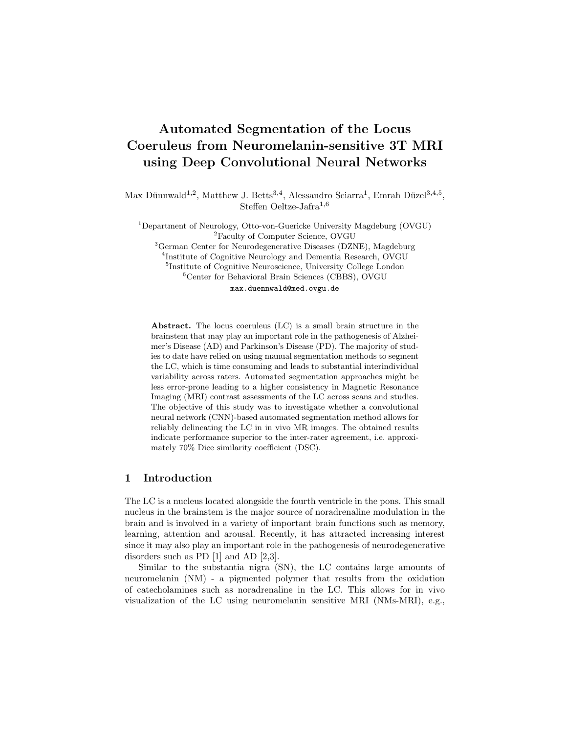# Automated Segmentation of the Locus Coeruleus from Neuromelanin-sensitive 3T MRI using Deep Convolutional Neural Networks

Max Dünnwald[1,2], Matthew J. Betts[3,4], Alessandro Sciarra[1], Emrah Düzel[3,4,5], Steffen Oeltze-Jafra[1,6]

[1]Department of Neurology, Otto-von-Guericke University Magdeburg (OVGU)
[2]Faculty of Computer Science, OVGU
[3]German Center for Neurodegenerative Diseases (DZNE), Magdeburg
[4]Institute of Cognitive Neurology and Dementia Research, OVGU
[5]Institute of Cognitive Neuroscience, University College London
[6]Center for Behavioral Brain Sciences (CBBS), OVGU

max.duennwald@med.ovgu.de

**Abstract.** The locus coeruleus (LC) is a small brain structure in the brainstem that may play an important role in the pathogenesis of Alzheimer's Disease (AD) and Parkinson's Disease (PD). The majority of studies to date have relied on using manual segmentation methods to segment the LC, which is time consuming and leads to substantial interindividual variability across raters. Automated segmentation approaches might be less error-prone leading to a higher consistency in Magnetic Resonance Imaging (MRI) contrast assessments of the LC across scans and studies. The objective of this study was to investigate whether a convolutional neural network (CNN)-based automated segmentation method allows for reliably delineating the LC in in vivo MR images. The obtained results indicate performance superior to the inter-rater agreement, i.e. approximately 70% Dice similarity coefficient (DSC).

## 1 Introduction

The LC is a nucleus located alongside the fourth ventricle in the pons. This small nucleus in the brainstem is the major source of noradrenaline modulation in the brain and is involved in a variety of important brain functions such as memory, learning, attention and arousal. Recently, it has attracted increasing interest since it may also play an important role in the pathogenesis of neurodegenerative disorders such as PD [1] and AD [2,3].

Similar to the substantia nigra (SN), the LC contains large amounts of neuromelanin (NM) - a pigmented polymer that results from the oxidation of catecholamines such as noradrenaline in the LC. This allows for in vivo visualization of the LC using neuromelanin sensitive MRI (NMs-MRI), e.g.,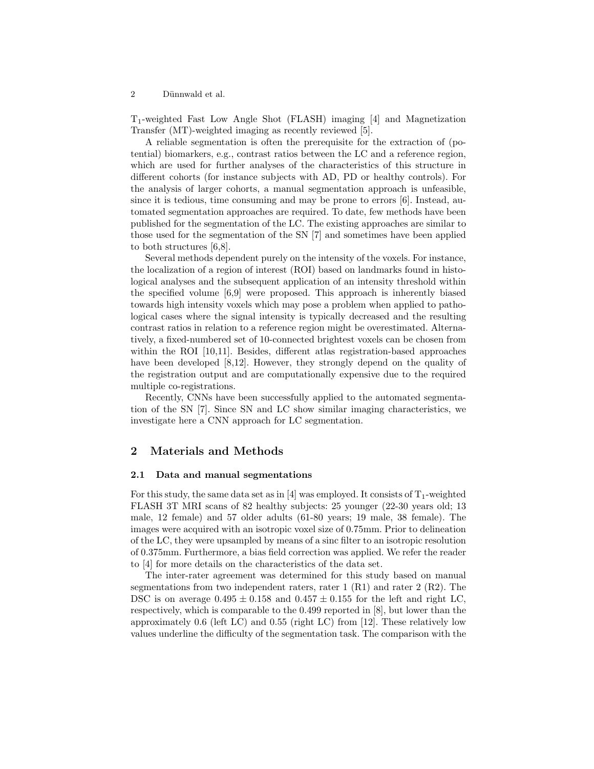$T_1$-weighted Fast Low Angle Shot (FLASH) imaging [4] and Magnetization Transfer (MT)-weighted imaging as recently reviewed [5].

A reliable segmentation is often the prerequisite for the extraction of (potential) biomarkers, e.g., contrast ratios between the LC and a reference region, which are used for further analyses of the characteristics of this structure in different cohorts (for instance subjects with AD, PD or healthy controls). For the analysis of larger cohorts, a manual segmentation approach is unfeasible, since it is tedious, time consuming and may be prone to errors [6]. Instead, automated segmentation approaches are required. To date, few methods have been published for the segmentation of the LC. The existing approaches are similar to those used for the segmentation of the SN [7] and sometimes have been applied to both structures [6,8].

Several methods dependent purely on the intensity of the voxels. For instance, the localization of a region of interest (ROI) based on landmarks found in histological analyses and the subsequent application of an intensity threshold within the specified volume [6,9] were proposed. This approach is inherently biased towards high intensity voxels which may pose a problem when applied to pathological cases where the signal intensity is typically decreased and the resulting contrast ratios in relation to a reference region might be overestimated. Alternatively, a fixed-numbered set of 10-connected brightest voxels can be chosen from within the ROI [10,11]. Besides, different atlas registration-based approaches have been developed [8,12]. However, they strongly depend on the quality of the registration output and are computationally expensive due to the required multiple co-registrations.

Recently, CNNs have been successfully applied to the automated segmentation of the SN [7]. Since SN and LC show similar imaging characteristics, we investigate here a CNN approach for LC segmentation.

## 2 Materials and Methods

### 2.1 Data and manual segmentations

For this study, the same data set as in [4] was employed. It consists of $T_1$-weighted FLASH 3T MRI scans of 82 healthy subjects: 25 younger (22-30 years old; 13 male, 12 female) and 57 older adults (61-80 years; 19 male, 38 female). The images were acquired with an isotropic voxel size of 0.75mm. Prior to delineation of the LC, they were upsampled by means of a sinc filter to an isotropic resolution of 0.375mm. Furthermore, a bias field correction was applied. We refer the reader to [4] for more details on the characteristics of the data set.

The inter-rater agreement was determined for this study based on manual segmentations from two independent raters, rater 1 (R1) and rater 2 (R2). The DSC is on average $0.495 \pm 0.158$ and $0.457 \pm 0.155$ for the left and right LC, respectively, which is comparable to the 0.499 reported in [8], but lower than the approximately 0.6 (left LC) and 0.55 (right LC) from [12]. These relatively low values underline the difficulty of the segmentation task. The comparison with the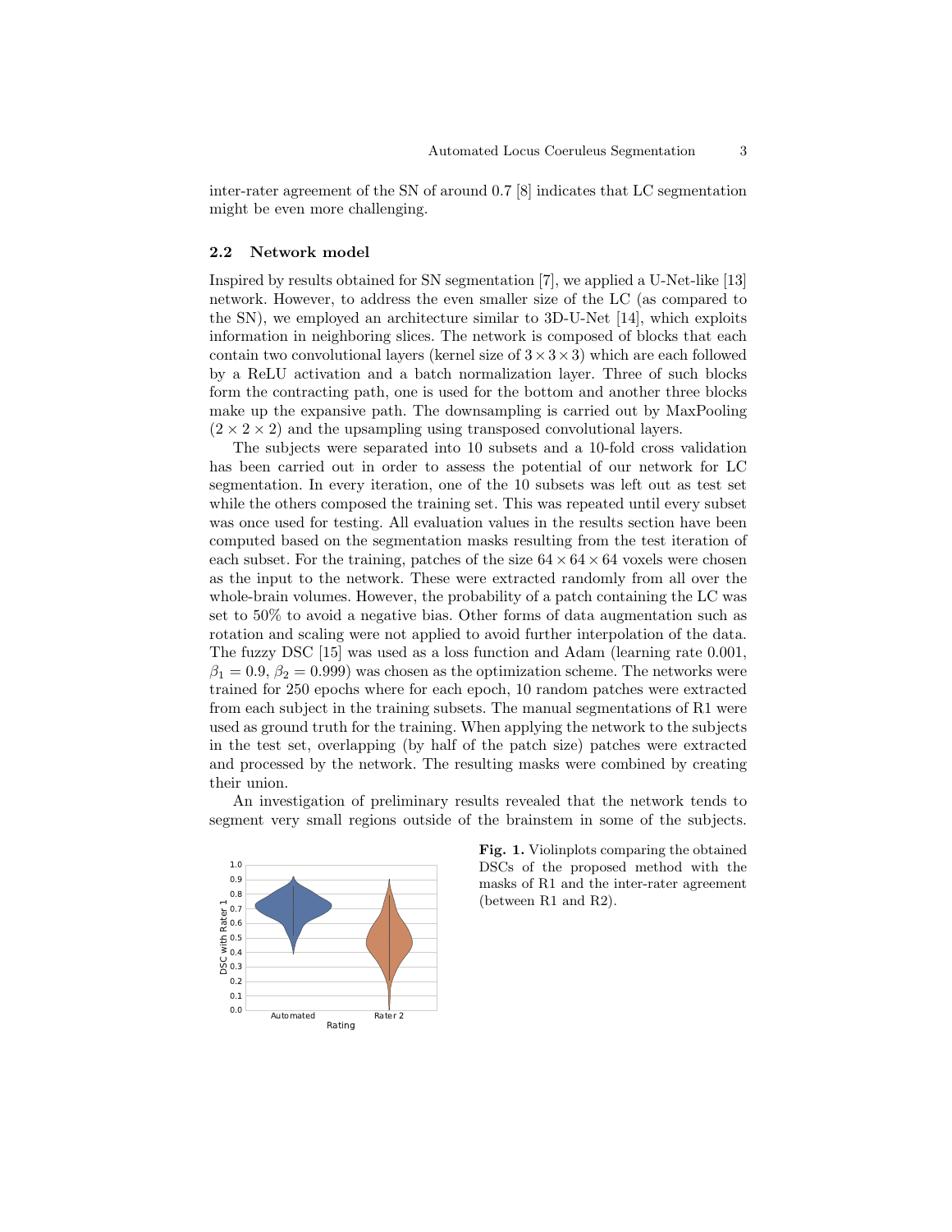inter-rater agreement of the SN of around 0.7 [8] indicates that LC segmentation might be even more challenging.

### 2.2 Network model

Inspired by results obtained for SN segmentation [7], we applied a U-Net-like [13] network. However, to address the even smaller size of the LC (as compared to the SN), we employed an architecture similar to 3D-U-Net [14], which exploits information in neighboring slices. The network is composed of blocks that each contain two convolutional layers (kernel size of $3 \times 3 \times 3$) which are each followed by a ReLU activation and a batch normalization layer. Three of such blocks form the contracting path, one is used for the bottom and another three blocks make up the expansive path. The downsampling is carried out by MaxPooling ($2 \times 2 \times 2$) and the upsampling using transposed convolutional layers.

The subjects were separated into 10 subsets and a 10-fold cross validation has been carried out in order to assess the potential of our network for LC segmentation. In every iteration, one of the 10 subsets was left out as test set while the others composed the training set. This was repeated until every subset was once used for testing. All evaluation values in the results section have been computed based on the segmentation masks resulting from the test iteration of each subset. For the training, patches of the size $64 \times 64 \times 64$ voxels were chosen as the input to the network. These were extracted randomly from all over the whole-brain volumes. However, the probability of a patch containing the LC was set to 50% to avoid a negative bias. Other forms of data augmentation such as rotation and scaling were not applied to avoid further interpolation of the data. The fuzzy DSC [15] was used as a loss function and Adam (learning rate 0.001, $\beta_1 = 0.9$, $\beta_2 = 0.999$) was chosen as the optimization scheme. The networks were trained for 250 epochs where for each epoch, 10 random patches were extracted from each subject in the training subsets. The manual segmentations of R1 were used as ground truth for the training. When applying the network to the subjects in the test set, overlapping (by half of the patch size) patches were extracted and processed by the network. The resulting masks were combined by creating their union.

An investigation of preliminary results revealed that the network tends to segment very small regions outside of the brainstem in some of the subjects.

**Fig. 1.** Violinplots comparing the obtained DSCs of the proposed method with the masks of R1 and the inter-rater agreement (between R1 and R2).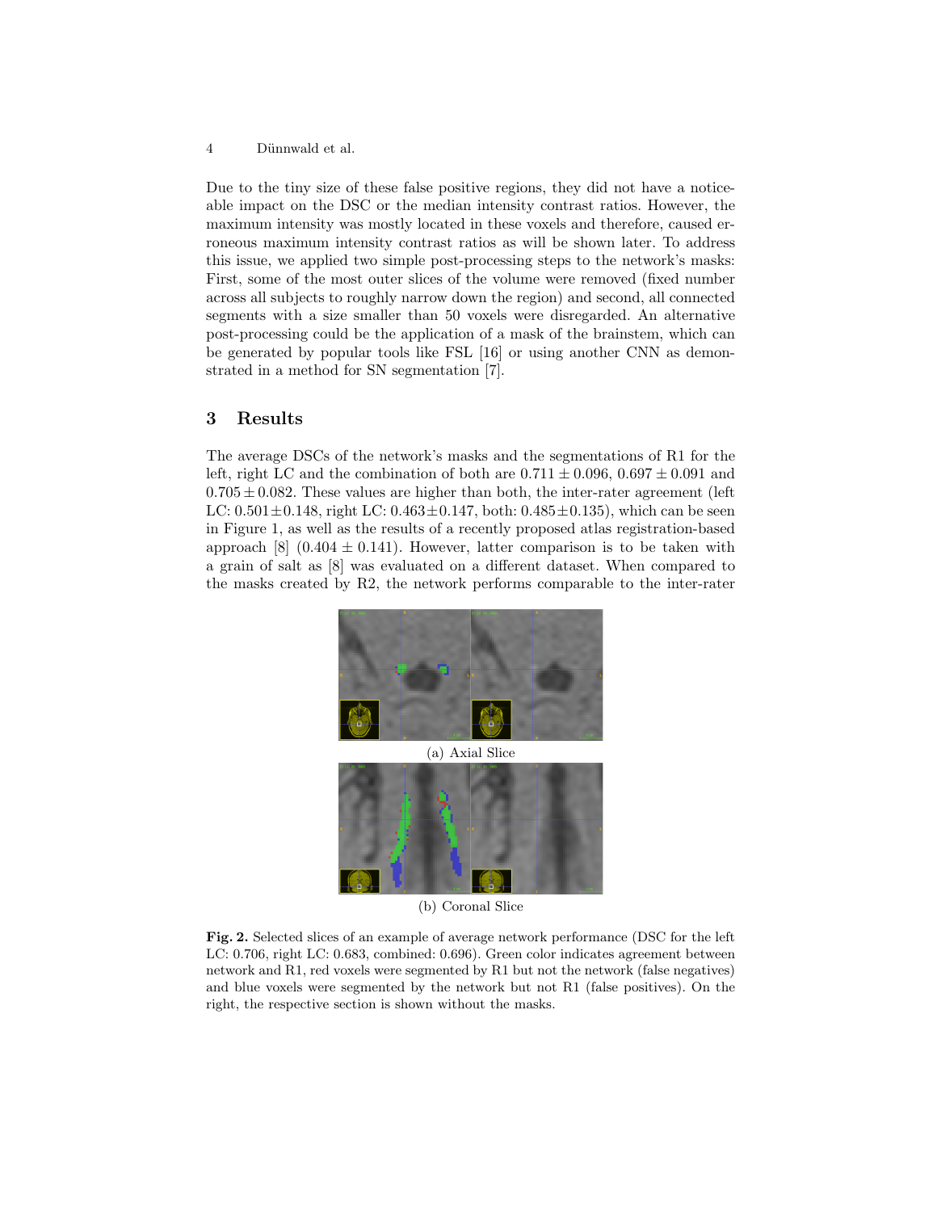Due to the tiny size of these false positive regions, they did not have a noticeable impact on the DSC or the median intensity contrast ratios. However, the maximum intensity was mostly located in these voxels and therefore, caused erroneous maximum intensity contrast ratios as will be shown later. To address this issue, we applied two simple post-processing steps to the network's masks: First, some of the most outer slices of the volume were removed (fixed number across all subjects to roughly narrow down the region) and second, all connected segments with a size smaller than 50 voxels were disregarded. An alternative post-processing could be the application of a mask of the brainstem, which can be generated by popular tools like FSL [16] or using another CNN as demonstrated in a method for SN segmentation [7].

## 3 Results

The average DSCs of the network's masks and the segmentations of R1 for the left, right LC and the combination of both are $0.711 \pm 0.096$, $0.697 \pm 0.091$ and $0.705 \pm 0.082$. These values are higher than both, the inter-rater agreement (left LC: $0.501 \pm 0.148$, right LC: $0.463 \pm 0.147$, both: $0.485 \pm 0.135$), which can be seen in Figure 1, as well as the results of a recently proposed atlas registration-based approach [8] ($0.404 \pm 0.141$). However, latter comparison is to be taken with a grain of salt as [8] was evaluated on a different dataset. When compared to the masks created by R2, the network performs comparable to the inter-rater

(a) Axial Slice

(b) Coronal Slice

**Fig. 2.** Selected slices of an example of average network performance (DSC for the left LC: 0.706, right LC: 0.683, combined: 0.696). Green color indicates agreement between network and R1, red voxels were segmented by R1 but not the network (false negatives) and blue voxels were segmented by the network but not R1 (false positives). On the right, the respective section is shown without the masks.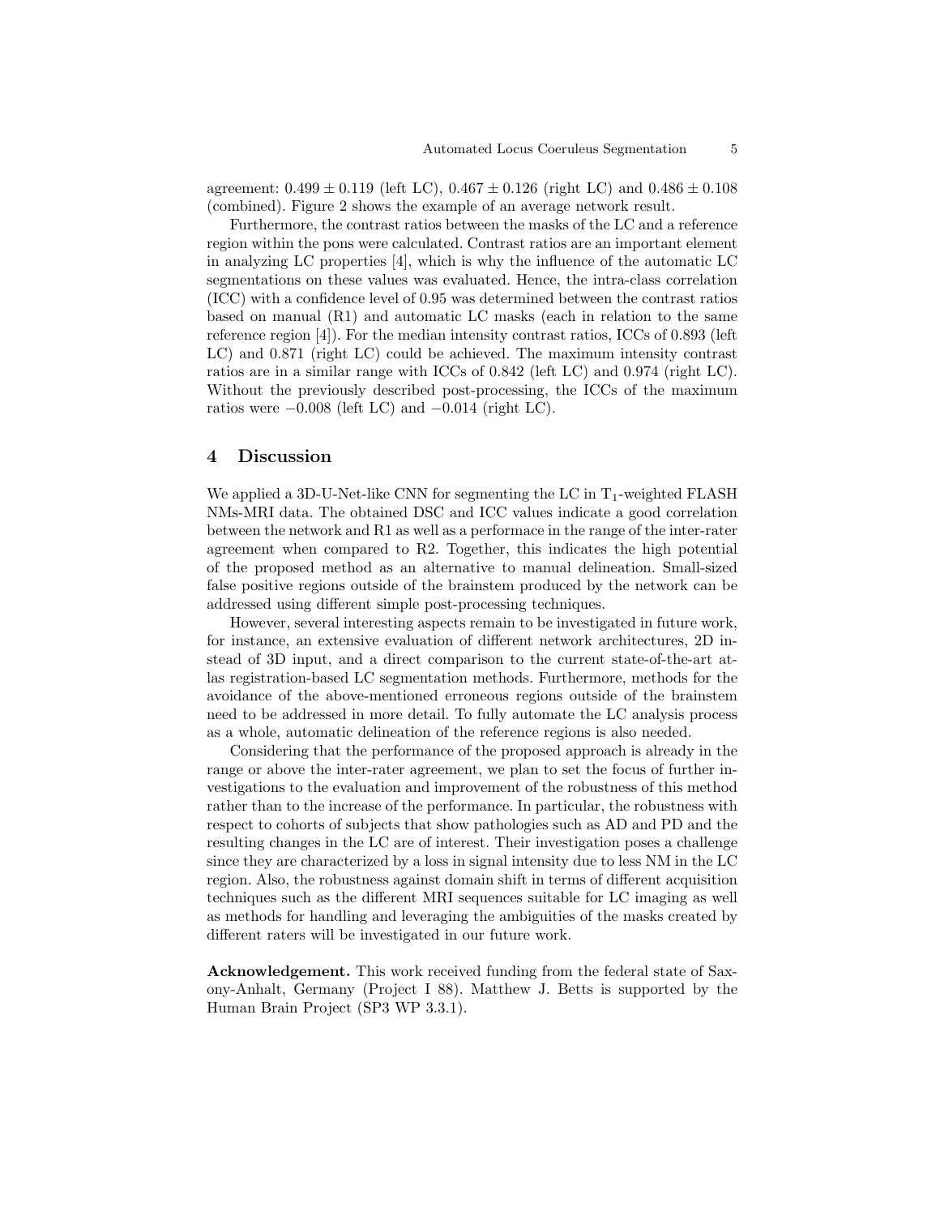agreement: $0.499 \pm 0.119$ (left LC), $0.467 \pm 0.126$ (right LC) and $0.486 \pm 0.108$ (combined). Figure 2 shows the example of an average network result.

Furthermore, the contrast ratios between the masks of the LC and a reference region within the pons were calculated. Contrast ratios are an important element in analyzing LC properties [4], which is why the influence of the automatic LC segmentations on these values was evaluated. Hence, the intra-class correlation (ICC) with a confidence level of 0.95 was determined between the contrast ratios based on manual (R1) and automatic LC masks (each in relation to the same reference region [4]). For the median intensity contrast ratios, ICCs of 0.893 (left LC) and 0.871 (right LC) could be achieved. The maximum intensity contrast ratios are in a similar range with ICCs of 0.842 (left LC) and 0.974 (right LC). Without the previously described post-processing, the ICCs of the maximum ratios were $-0.008$ (left LC) and $-0.014$ (right LC).

## 4 Discussion

We applied a 3D-U-Net-like CNN for segmenting the LC in $T_1$-weighted FLASH NMs-MRI data. The obtained DSC and ICC values indicate a good correlation between the network and R1 as well as a performace in the range of the inter-rater agreement when compared to R2. Together, this indicates the high potential of the proposed method as an alternative to manual delineation. Small-sized false positive regions outside of the brainstem produced by the network can be addressed using different simple post-processing techniques.

However, several interesting aspects remain to be investigated in future work, for instance, an extensive evaluation of different network architectures, 2D instead of 3D input, and a direct comparison to the current state-of-the-art atlas registration-based LC segmentation methods. Furthermore, methods for the avoidance of the above-mentioned erroneous regions outside of the brainstem need to be addressed in more detail. To fully automate the LC analysis process as a whole, automatic delineation of the reference regions is also needed.

Considering that the performance of the proposed approach is already in the range or above the inter-rater agreement, we plan to set the focus of further investigations to the evaluation and improvement of the robustness of this method rather than to the increase of the performance. In particular, the robustness with respect to cohorts of subjects that show pathologies such as AD and PD and the resulting changes in the LC are of interest. Their investigation poses a challenge since they are characterized by a loss in signal intensity due to less NM in the LC region. Also, the robustness against domain shift in terms of different acquisition techniques such as the different MRI sequences suitable for LC imaging as well as methods for handling and leveraging the ambiguities of the masks created by different raters will be investigated in our future work.

**Acknowledgement.** This work received funding from the federal state of Saxony-Anhalt, Germany (Project I 88). Matthew J. Betts is supported by the Human Brain Project (SP3 WP 3.3.1).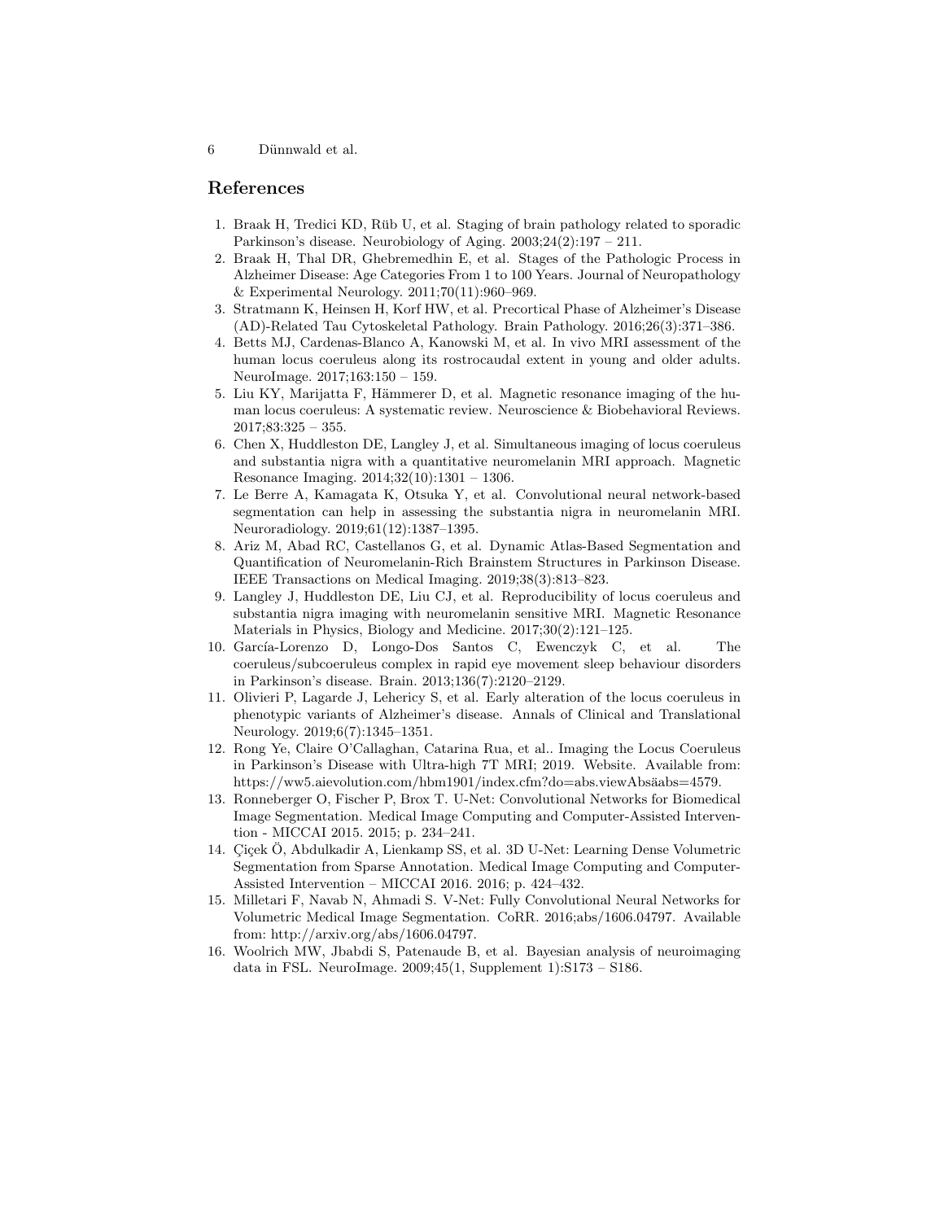## References

1. Braak H, Tredici KD, Rüb U, et al. Staging of brain pathology related to sporadic Parkinson's disease. Neurobiology of Aging. 2003;24(2):197 – 211.
2. Braak H, Thal DR, Ghebremedhin E, et al. Stages of the Pathologic Process in Alzheimer Disease: Age Categories From 1 to 100 Years. Journal of Neuropathology & Experimental Neurology. 2011;70(11):960–969.
3. Stratmann K, Heinsen H, Korf HW, et al. Precortical Phase of Alzheimer's Disease (AD)-Related Tau Cytoskeletal Pathology. Brain Pathology. 2016;26(3):371–386.
4. Betts MJ, Cardenas-Blanco A, Kanowski M, et al. In vivo MRI assessment of the human locus coeruleus along its rostrocaudal extent in young and older adults. NeuroImage. 2017;163:150 – 159.
5. Liu KY, Marijatta F, Hämmerer D, et al. Magnetic resonance imaging of the human locus coeruleus: A systematic review. Neuroscience & Biobehavioral Reviews. 2017;83:325 – 355.
6. Chen X, Huddleston DE, Langley J, et al. Simultaneous imaging of locus coeruleus and substantia nigra with a quantitative neuromelanin MRI approach. Magnetic Resonance Imaging. 2014;32(10):1301 – 1306.
7. Le Berre A, Kamagata K, Otsuka Y, et al. Convolutional neural network-based segmentation can help in assessing the substantia nigra in neuromelanin MRI. Neuroradiology. 2019;61(12):1387–1395.
8. Ariz M, Abad RC, Castellanos G, et al. Dynamic Atlas-Based Segmentation and Quantification of Neuromelanin-Rich Brainstem Structures in Parkinson Disease. IEEE Transactions on Medical Imaging. 2019;38(3):813–823.
9. Langley J, Huddleston DE, Liu CJ, et al. Reproducibility of locus coeruleus and substantia nigra imaging with neuromelanin sensitive MRI. Magnetic Resonance Materials in Physics, Biology and Medicine. 2017;30(2):121–125.
10. García-Lorenzo D, Longo-Dos Santos C, Ewenczyk C, et al. The coeruleus/subcoeruleus complex in rapid eye movement sleep behaviour disorders in Parkinson's disease. Brain. 2013;136(7):2120–2129.
11. Olivieri P, Lagarde J, Lehericy S, et al. Early alteration of the locus coeruleus in phenotypic variants of Alzheimer's disease. Annals of Clinical and Translational Neurology. 2019;6(7):1345–1351.
12. Rong Ye, Claire O'Callaghan, Catarina Rua, et al.. Imaging the Locus Coeruleus in Parkinson's Disease with Ultra-high 7T MRI; 2019. Website. Available from: https://ww5.aievolution.com/hbm1901/index.cfm?do=abs.viewAbsäabs=4579.
13. Ronneberger O, Fischer P, Brox T. U-Net: Convolutional Networks for Biomedical Image Segmentation. Medical Image Computing and Computer-Assisted Intervention - MICCAI 2015. 2015; p. 234–241.
14. Çiçek Ö, Abdulkadir A, Lienkamp SS, et al. 3D U-Net: Learning Dense Volumetric Segmentation from Sparse Annotation. Medical Image Computing and Computer-Assisted Intervention – MICCAI 2016. 2016; p. 424–432.
15. Milletari F, Navab N, Ahmadi S. V-Net: Fully Convolutional Neural Networks for Volumetric Medical Image Segmentation. CoRR. 2016;abs/1606.04797. Available from: http://arxiv.org/abs/1606.04797.
16. Woolrich MW, Jbabdi S, Patenaude B, et al. Bayesian analysis of neuroimaging data in FSL. NeuroImage. 2009;45(1, Supplement 1):S173 – S186.